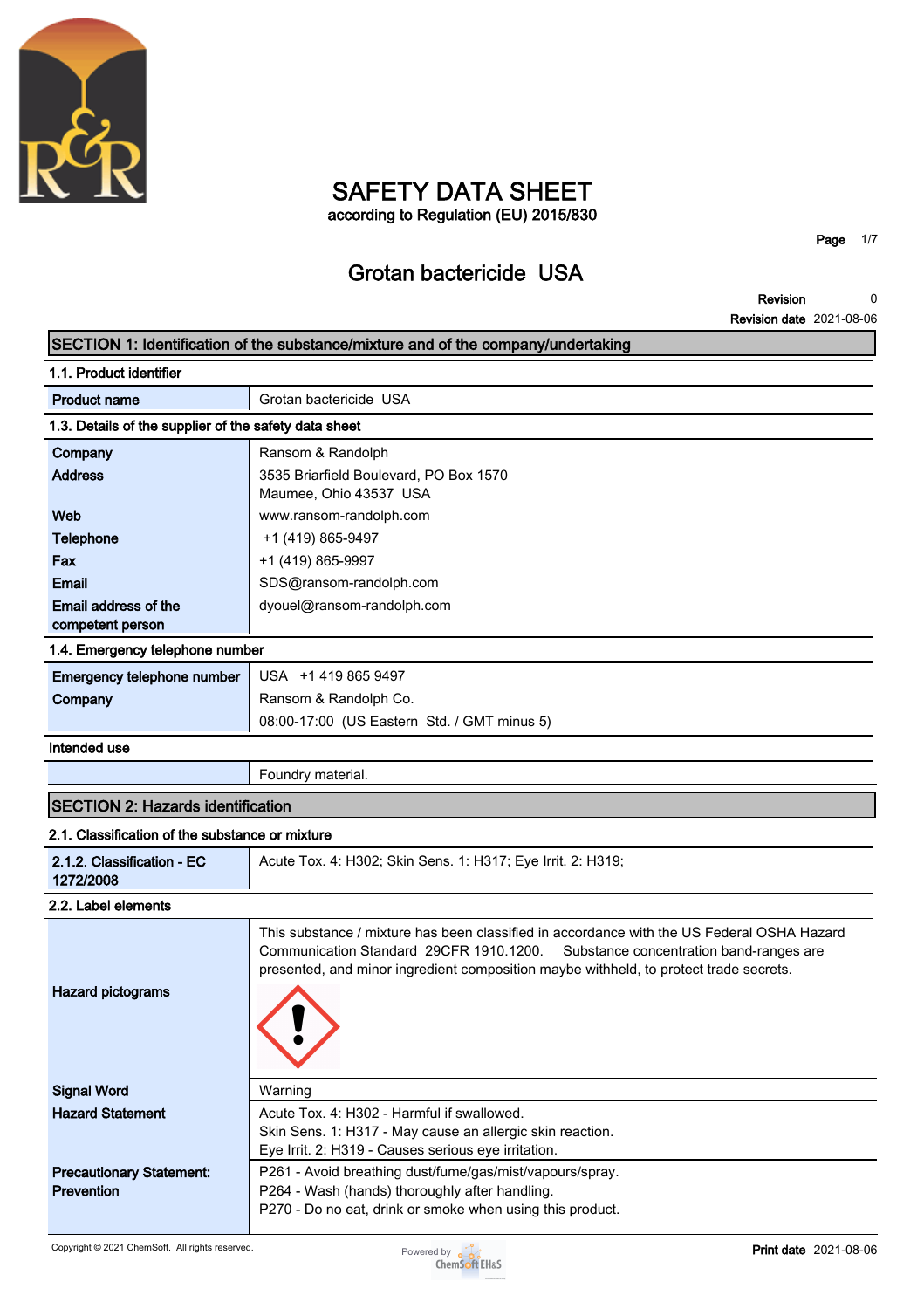# SAFETY DATA SHEET

according to Regulation (EU) 2015/830

## Grotan bactericide USA

**Revision** 0
**Revision date** 2021-08-06

## SECTION 1: Identification of the substance/mixture and of the company/undertaking

### 1.1. Product identifier

| | |
|---|---|
| **Product name** | Grotan bactericide USA |

### 1.3. Details of the supplier of the safety data sheet

| | |
|---|---|
| **Company** | Ransom & Randolph |
| **Address** | 3535 Briarfield Boulevard, PO Box 1570<br>Maumee, Ohio 43537 USA |
| **Web** | www.ransom-randolph.com |
| **Telephone** | +1 (419) 865-9497 |
| **Fax** | +1 (419) 865-9997 |
| **Email** | SDS@ransom-randolph.com |
| **Email address of the competent person** | dyouel@ransom-randolph.com |

### 1.4. Emergency telephone number

| | |
|---|---|
| **Emergency telephone number** | USA +1 419 865 9497 |
| **Company** | Ransom & Randolph Co.<br>08:00-17:00 (US Eastern Std. / GMT minus 5) |

### Intended use

| | |
|---|---|
| | Foundry material. |

## SECTION 2: Hazards identification

### 2.1. Classification of the substance or mixture

| | |
|---|---|
| **2.1.2. Classification - EC 1272/2008** | Acute Tox. 4: H302; Skin Sens. 1: H317; Eye Irrit. 2: H319; |

### 2.2. Label elements

| | |
|---|---|
| **Hazard pictograms** | This substance / mixture has been classified in accordance with the US Federal OSHA Hazard Communication Standard 29CFR 1910.1200. Substance concentration band-ranges are presented, and minor ingredient composition maybe withheld, to protect trade secrets. |
| **Signal Word** | Warning |
| **Hazard Statement** | Acute Tox. 4: H302 - Harmful if swallowed.<br>Skin Sens. 1: H317 - May cause an allergic skin reaction.<br>Eye Irrit. 2: H319 - Causes serious eye irritation. |
| **Precautionary Statement: Prevention** | P261 - Avoid breathing dust/fume/gas/mist/vapours/spray.<br>P264 - Wash (hands) thoroughly after handling.<br>P270 - Do no eat, drink or smoke when using this product. |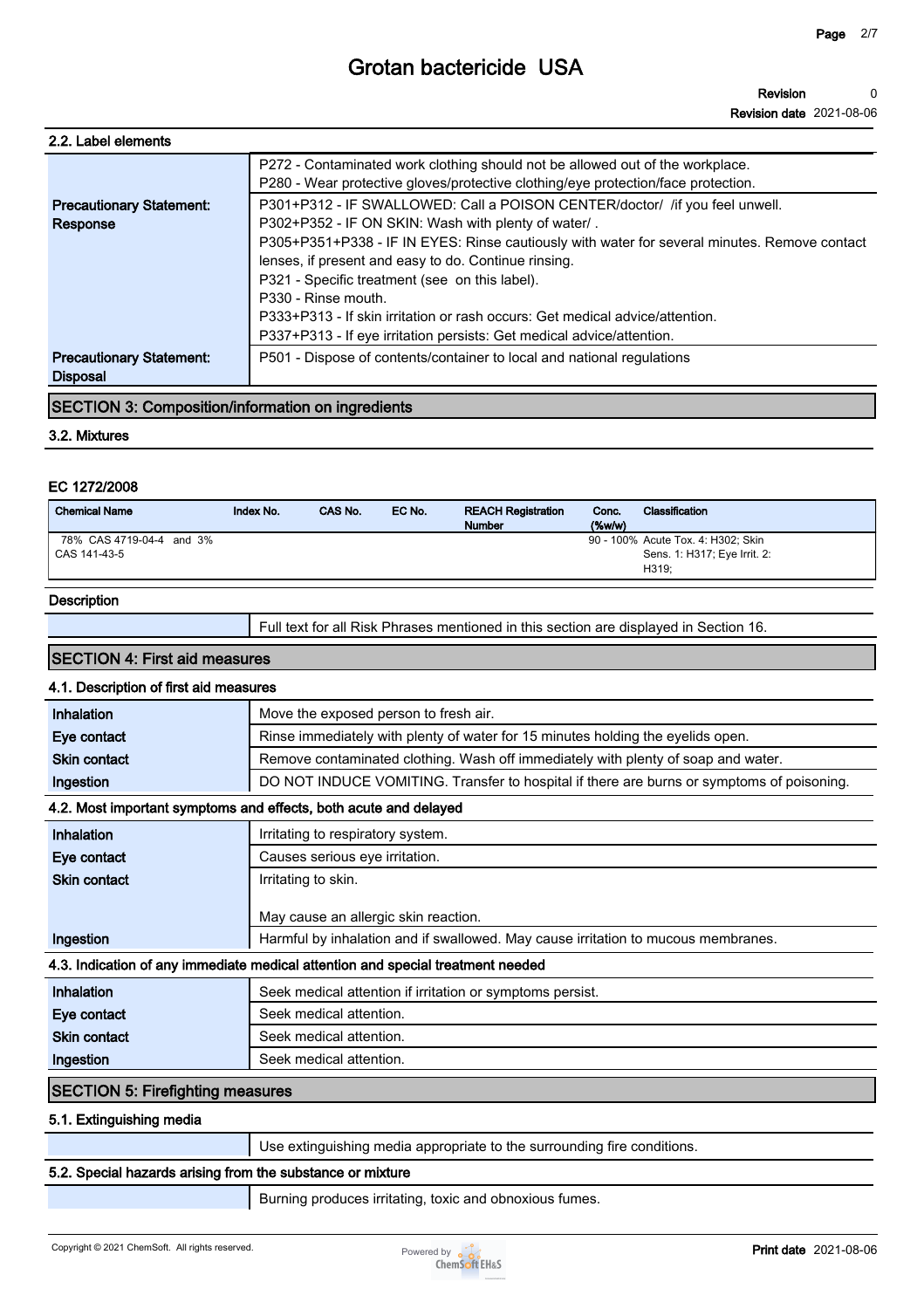### 2.2. Label elements

| | |
|---|---|
| | P272 - Contaminated work clothing should not be allowed out of the workplace.<br>P280 - Wear protective gloves/protective clothing/eye protection/face protection. |
| **Precautionary Statement: Response** | P301+P312 - IF SWALLOWED: Call a POISON CENTER/doctor/ /if you feel unwell.<br>P302+P352 - IF ON SKIN: Wash with plenty of water/ .<br>P305+P351+P338 - IF IN EYES: Rinse cautiously with water for several minutes. Remove contact lenses, if present and easy to do. Continue rinsing.<br>P321 - Specific treatment (see on this label).<br>P330 - Rinse mouth.<br>P333+P313 - If skin irritation or rash occurs: Get medical advice/attention.<br>P337+P313 - If eye irritation persists: Get medical advice/attention. |
| **Precautionary Statement: Disposal** | P501 - Dispose of contents/container to local and national regulations |

## SECTION 3: Composition/information on ingredients

### 3.2. Mixtures

**EC 1272/2008**

| Chemical Name | Index No. | CAS No. | EC No. | REACH Registration Number | Conc. (%w/w) | Classification |
|---|---|---|---|---|---|---|
| 78% CAS 4719-04-4 and 3% CAS 141-43-5 | | | | | 90 - 100% | Acute Tox. 4: H302; Skin Sens. 1: H317; Eye Irrit. 2: H319; |

**Description**

| | |
|---|---|
| | Full text for all Risk Phrases mentioned in this section are displayed in Section 16. |

## SECTION 4: First aid measures

### 4.1. Description of first aid measures

| | |
|---|---|
| **Inhalation** | Move the exposed person to fresh air. |
| **Eye contact** | Rinse immediately with plenty of water for 15 minutes holding the eyelids open. |
| **Skin contact** | Remove contaminated clothing. Wash off immediately with plenty of soap and water. |
| **Ingestion** | DO NOT INDUCE VOMITING. Transfer to hospital if there are burns or symptoms of poisoning. |

### 4.2. Most important symptoms and effects, both acute and delayed

| | |
|---|---|
| **Inhalation** | Irritating to respiratory system. |
| **Eye contact** | Causes serious eye irritation. |
| **Skin contact** | Irritating to skin.<br><br>May cause an allergic skin reaction. |
| **Ingestion** | Harmful by inhalation and if swallowed. May cause irritation to mucous membranes. |

### 4.3. Indication of any immediate medical attention and special treatment needed

| | |
|---|---|
| **Inhalation** | Seek medical attention if irritation or symptoms persist. |
| **Eye contact** | Seek medical attention. |
| **Skin contact** | Seek medical attention. |
| **Ingestion** | Seek medical attention. |

## SECTION 5: Firefighting measures

### 5.1. Extinguishing media

| | |
|---|---|
| | Use extinguishing media appropriate to the surrounding fire conditions. |

### 5.2. Special hazards arising from the substance or mixture

| | |
|---|---|
| | Burning produces irritating, toxic and obnoxious fumes. |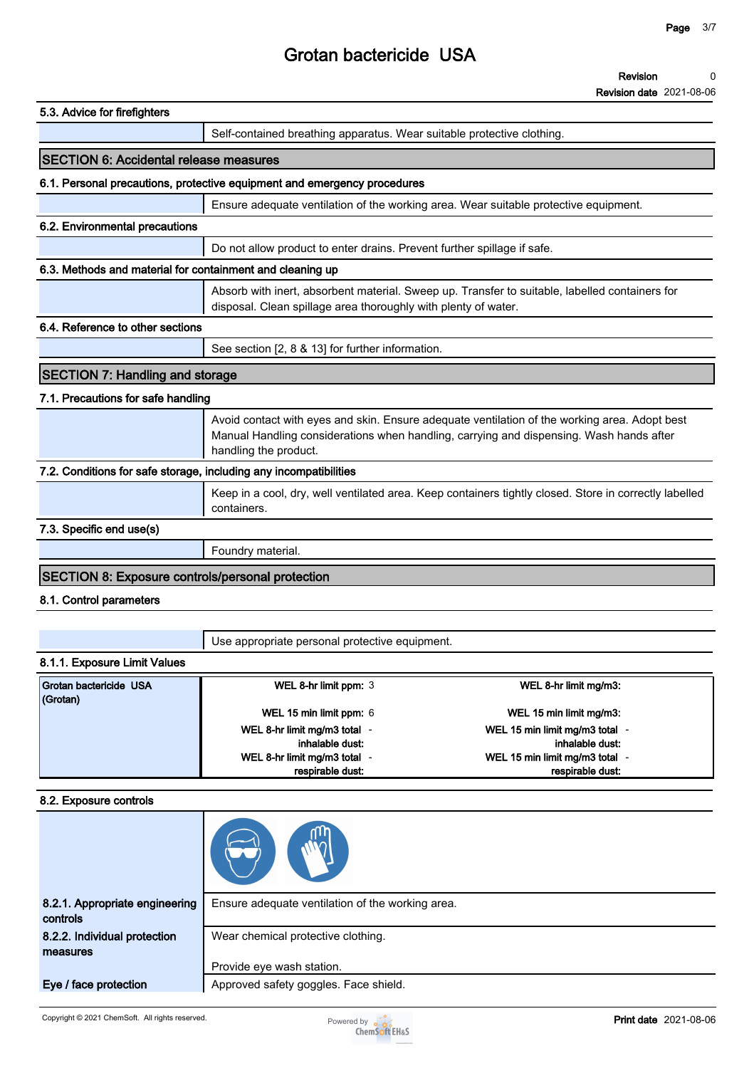# Grotan bactericide USA

Revision 0
Revision date 2021-08-06

### 5.3. Advice for firefighters

Self-contained breathing apparatus. Wear suitable protective clothing.

## SECTION 6: Accidental release measures

### 6.1. Personal precautions, protective equipment and emergency procedures

Ensure adequate ventilation of the working area. Wear suitable protective equipment.

### 6.2. Environmental precautions

Do not allow product to enter drains. Prevent further spillage if safe.

### 6.3. Methods and material for containment and cleaning up

Absorb with inert, absorbent material. Sweep up. Transfer to suitable, labelled containers for disposal. Clean spillage area thoroughly with plenty of water.

### 6.4. Reference to other sections

See section [2, 8 & 13] for further information.

## SECTION 7: Handling and storage

### 7.1. Precautions for safe handling

Avoid contact with eyes and skin. Ensure adequate ventilation of the working area. Adopt best Manual Handling considerations when handling, carrying and dispensing. Wash hands after handling the product.

### 7.2. Conditions for safe storage, including any incompatibilities

Keep in a cool, dry, well ventilated area. Keep containers tightly closed. Store in correctly labelled containers.

### 7.3. Specific end use(s)

Foundry material.

## SECTION 8: Exposure controls/personal protection

### 8.1. Control parameters

Use appropriate personal protective equipment.

### 8.1.1. Exposure Limit Values

| Grotan bactericide USA (Grotan) | | | | |
|---|---|---|---|---|
| | WEL 8-hr limit ppm: | 3 | WEL 8-hr limit mg/m3: | |
| | WEL 15 min limit ppm: | 6 | WEL 15 min limit mg/m3: | |
| | WEL 8-hr limit mg/m3 total inhalable dust: | - | WEL 15 min limit mg/m3 total inhalable dust: | - |
| | WEL 8-hr limit mg/m3 total respirable dust: | - | WEL 15 min limit mg/m3 total respirable dust: | - |

### 8.2. Exposure controls

**8.2.1. Appropriate engineering controls**

Ensure adequate ventilation of the working area.

**8.2.2. Individual protection measures**

Wear chemical protective clothing.

Provide eye wash station.

**Eye / face protection**

Approved safety goggles. Face shield.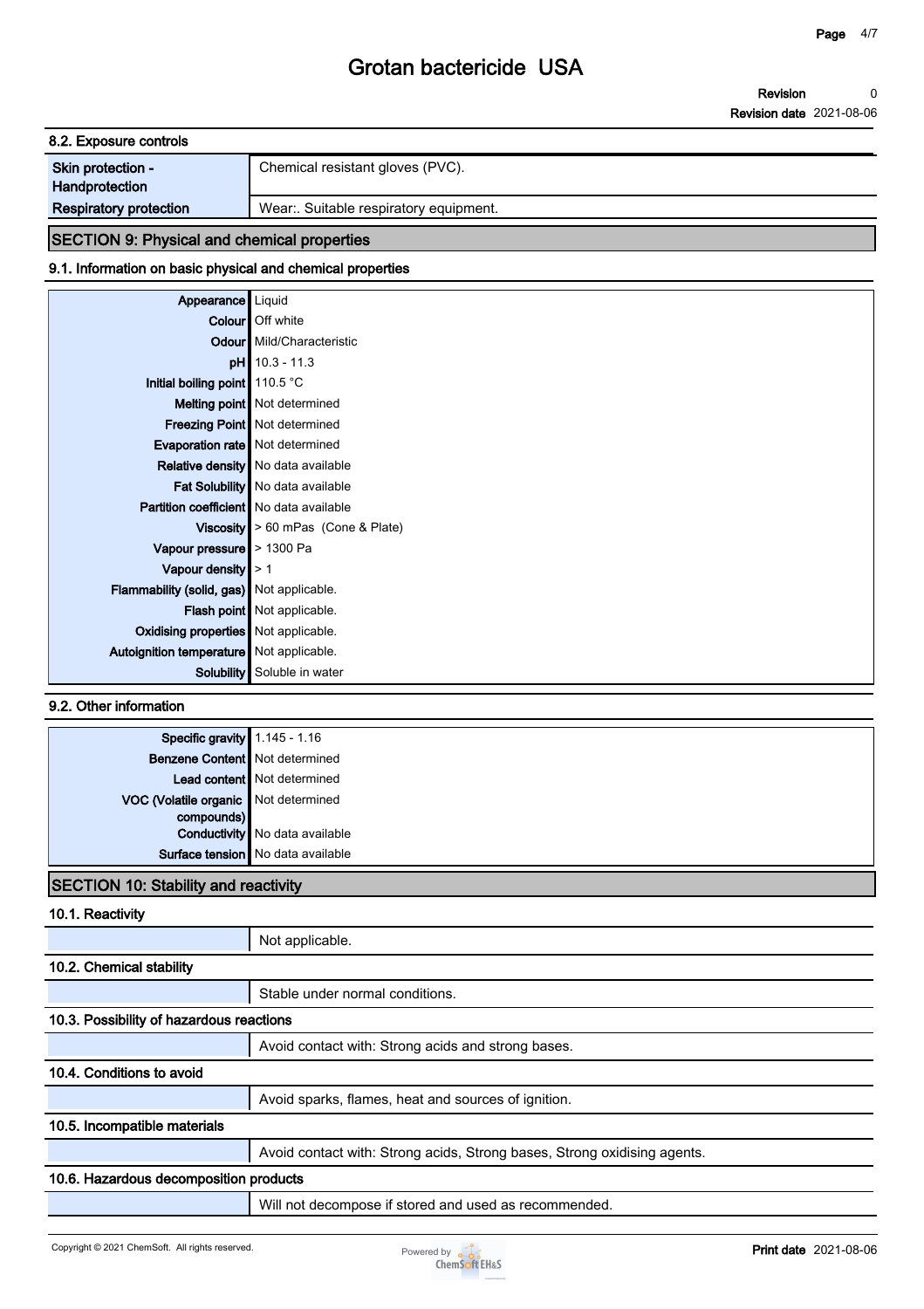### 8.2. Exposure controls

| | |
|---|---|
| Skin protection - Handprotection | Chemical resistant gloves (PVC). |
| Respiratory protection | Wear:. Suitable respiratory equipment. |

## SECTION 9: Physical and chemical properties

### 9.1. Information on basic physical and chemical properties

| | |
|---|---|
| Appearance | Liquid |
| Colour | Off white |
| Odour | Mild/Characteristic |
| pH | 10.3 - 11.3 |
| Initial boiling point | 110.5 °C |
| Melting point | Not determined |
| Freezing Point | Not determined |
| Evaporation rate | Not determined |
| Relative density | No data available |
| Fat Solubility | No data available |
| Partition coefficient | No data available |
| Viscosity | > 60 mPas (Cone & Plate) |
| Vapour pressure | > 1300 Pa |
| Vapour density | > 1 |
| Flammability (solid, gas) | Not applicable. |
| Flash point | Not applicable. |
| Oxidising properties | Not applicable. |
| Autoignition temperature | Not applicable. |
| Solubility | Soluble in water |

### 9.2. Other information

| | |
|---|---|
| Specific gravity | 1.145 - 1.16 |
| Benzene Content | Not determined |
| Lead content | Not determined |
| VOC (Volatile organic compounds) | Not determined |
| Conductivity | No data available |
| Surface tension | No data available |

## SECTION 10: Stability and reactivity

### 10.1. Reactivity

Not applicable.

### 10.2. Chemical stability

Stable under normal conditions.

### 10.3. Possibility of hazardous reactions

Avoid contact with: Strong acids and strong bases.

### 10.4. Conditions to avoid

Avoid sparks, flames, heat and sources of ignition.

### 10.5. Incompatible materials

Avoid contact with: Strong acids, Strong bases, Strong oxidising agents.

### 10.6. Hazardous decomposition products

Will not decompose if stored and used as recommended.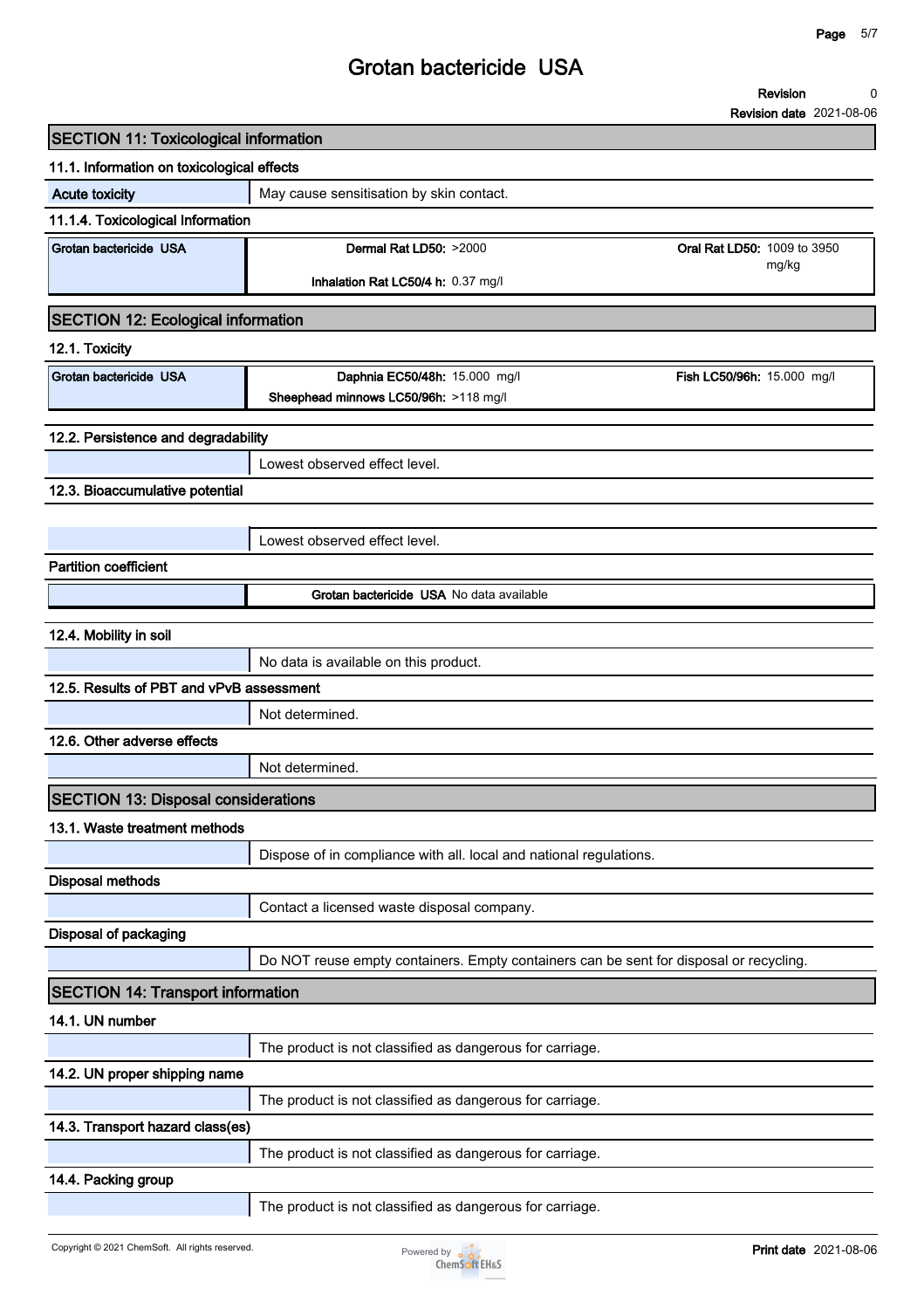# Grotan bactericide USA

**Revision** 0

**Revision date** 2021-08-06

## SECTION 11: Toxicological information

### 11.1. Information on toxicological effects

| | |
|---|---|
| **Acute toxicity** | May cause sensitisation by skin contact. |

### 11.1.4. Toxicological Information

| | | |
|---|---|---|
| **Grotan bactericide USA** | **Dermal Rat LD50:** >2000 | **Oral Rat LD50:** 1009 to 3950 mg/kg |
| | **Inhalation Rat LC50/4 h:** 0.37 mg/l | |

## SECTION 12: Ecological information

### 12.1. Toxicity

| | | |
|---|---|---|
| **Grotan bactericide USA** | **Daphnia EC50/48h:** 15.000 mg/l | **Fish LC50/96h:** 15.000 mg/l |
| | **Sheephead minnows LC50/96h:** >118 mg/l | |

### 12.2. Persistence and degradability

Lowest observed effect level.

### 12.3. Bioaccumulative potential

Lowest observed effect level.

**Partition coefficient**

| | |
|---|---|
| | **Grotan bactericide USA** No data available |

### 12.4. Mobility in soil

No data is available on this product.

### 12.5. Results of PBT and vPvB assessment

Not determined.

### 12.6. Other adverse effects

Not determined.

## SECTION 13: Disposal considerations

### 13.1. Waste treatment methods

Dispose of in compliance with all. local and national regulations.

**Disposal methods**

Contact a licensed waste disposal company.

**Disposal of packaging**

Do NOT reuse empty containers. Empty containers can be sent for disposal or recycling.

## SECTION 14: Transport information

### 14.1. UN number

The product is not classified as dangerous for carriage.

### 14.2. UN proper shipping name

The product is not classified as dangerous for carriage.

### 14.3. Transport hazard class(es)

The product is not classified as dangerous for carriage.

### 14.4. Packing group

The product is not classified as dangerous for carriage.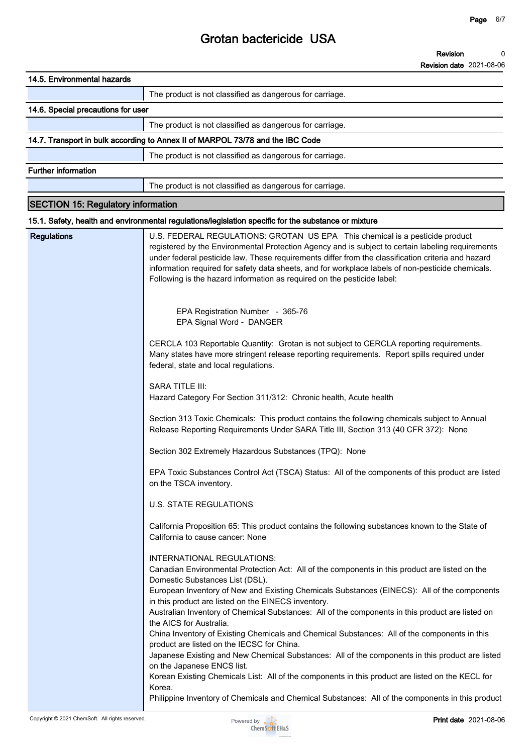### 14.5. Environmental hazards

| | |
|---|---|
| | The product is not classified as dangerous for carriage. |

### 14.6. Special precautions for user

| | |
|---|---|
| | The product is not classified as dangerous for carriage. |

### 14.7. Transport in bulk according to Annex II of MARPOL 73/78 and the IBC Code

| | |
|---|---|
| | The product is not classified as dangerous for carriage. |

### Further information

| | |
|---|---|
| | The product is not classified as dangerous for carriage. |

## SECTION 15: Regulatory information

### 15.1. Safety, health and environmental regulations/legislation specific for the substance or mixture

**Regulations**

U.S. FEDERAL REGULATIONS: GROTAN US EPA This chemical is a pesticide product registered by the Environmental Protection Agency and is subject to certain labeling requirements under federal pesticide law. These requirements differ from the classification criteria and hazard information required for safety data sheets, and for workplace labels of non-pesticide chemicals. Following is the hazard information as required on the pesticide label:

EPA Registration Number - 365-76
EPA Signal Word - DANGER

CERCLA 103 Reportable Quantity: Grotan is not subject to CERCLA reporting requirements. Many states have more stringent release reporting requirements. Report spills required under federal, state and local regulations.

SARA TITLE III:
Hazard Category For Section 311/312: Chronic health, Acute health

Section 313 Toxic Chemicals: This product contains the following chemicals subject to Annual Release Reporting Requirements Under SARA Title III, Section 313 (40 CFR 372): None

Section 302 Extremely Hazardous Substances (TPQ): None

EPA Toxic Substances Control Act (TSCA) Status: All of the components of this product are listed on the TSCA inventory.

U.S. STATE REGULATIONS

California Proposition 65: This product contains the following substances known to the State of California to cause cancer: None

INTERNATIONAL REGULATIONS:
Canadian Environmental Protection Act: All of the components in this product are listed on the Domestic Substances List (DSL).
European Inventory of New and Existing Chemicals Substances (EINECS): All of the components in this product are listed on the EINECS inventory.
Australian Inventory of Chemical Substances: All of the components in this product are listed on the AICS for Australia.
China Inventory of Existing Chemicals and Chemical Substances: All of the components in this product are listed on the IECSC for China.
Japanese Existing and New Chemical Substances: All of the components in this product are listed on the Japanese ENCS list.
Korean Existing Chemicals List: All of the components in this product are listed on the KECL for Korea.
Philippine Inventory of Chemicals and Chemical Substances: All of the components in this product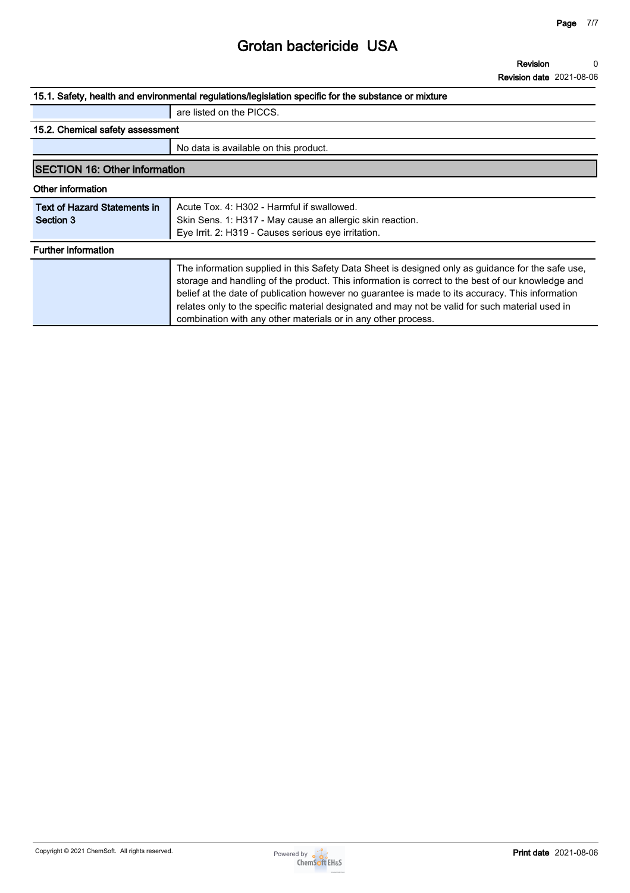### 15.1. Safety, health and environmental regulations/legislation specific for the substance or mixture

| | |
|---|---|
| | are listed on the PICCS. |

### 15.2. Chemical safety assessment

| | |
|---|---|
| | No data is available on this product. |

## SECTION 16: Other information

### Other information

| | |
|---|---|
| **Text of Hazard Statements in Section 3** | Acute Tox. 4: H302 - Harmful if swallowed.<br>Skin Sens. 1: H317 - May cause an allergic skin reaction.<br>Eye Irrit. 2: H319 - Causes serious eye irritation. |

### Further information

| | |
|---|---|
| | The information supplied in this Safety Data Sheet is designed only as guidance for the safe use, storage and handling of the product. This information is correct to the best of our knowledge and belief at the date of publication however no guarantee is made to its accuracy. This information relates only to the specific material designated and may not be valid for such material used in combination with any other materials or in any other process. |